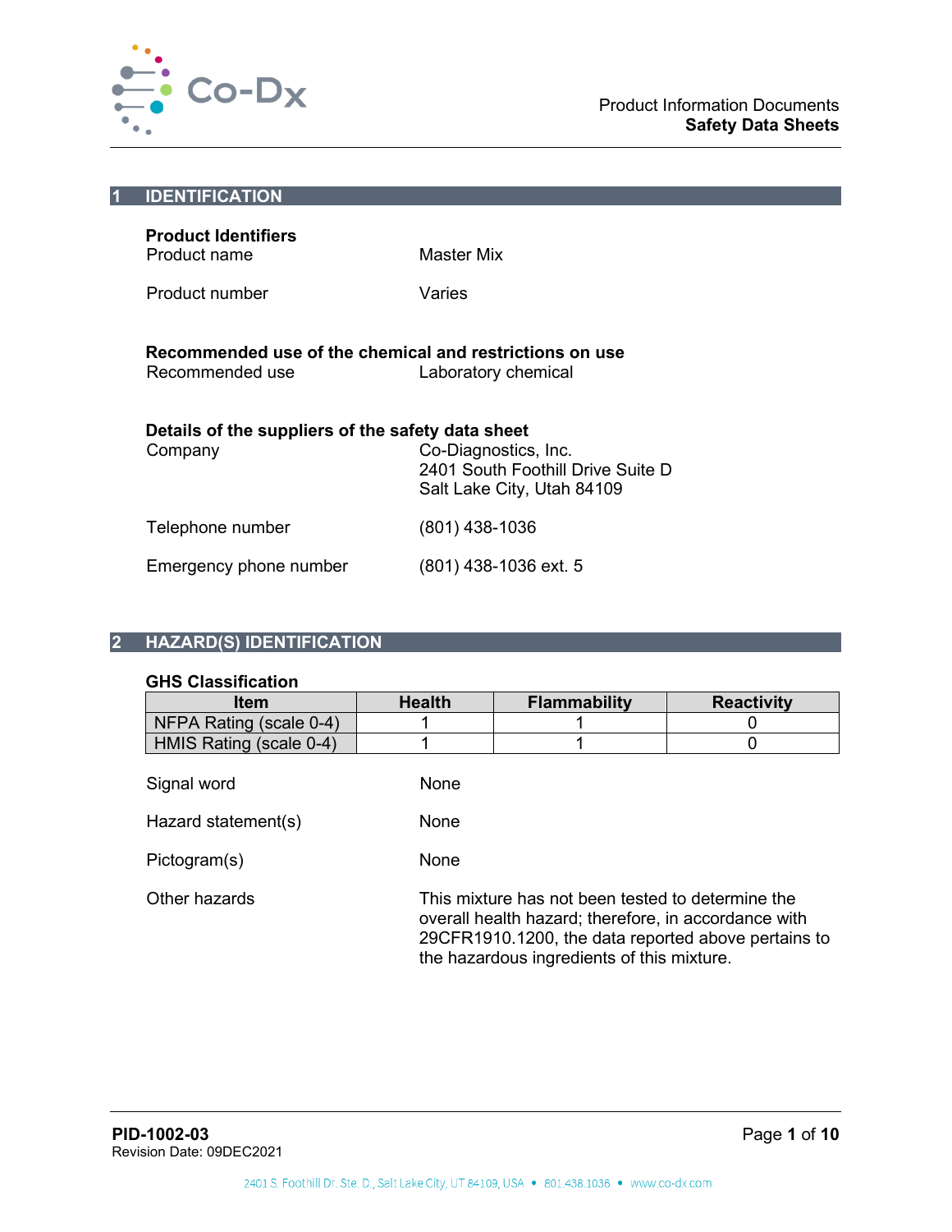## 1 IDENTIFICATION

**Product Identifiers**

Product name: Master Mix

Product number: Varies

**Recommended use of the chemical and restrictions on use**

Recommended use: Laboratory chemical

**Details of the suppliers of the safety data sheet**

Company: Co-Diagnostics, Inc.
2401 South Foothill Drive Suite D
Salt Lake City, Utah 84109

Telephone number: (801) 438-1036

Emergency phone number: (801) 438-1036 ext. 5

## 2 HAZARD(S) IDENTIFICATION

**GHS Classification**

| Item | Health | Flammability | Reactivity |
|---|---|---|---|
| NFPA Rating (scale 0-4) | 1 | 1 | 0 |
| HMIS Rating (scale 0-4) | 1 | 1 | 0 |

Signal word: None

Hazard statement(s): None

Pictogram(s): None

Other hazards: This mixture has not been tested to determine the overall health hazard; therefore, in accordance with 29CFR1910.1200, the data reported above pertains to the hazardous ingredients of this mixture.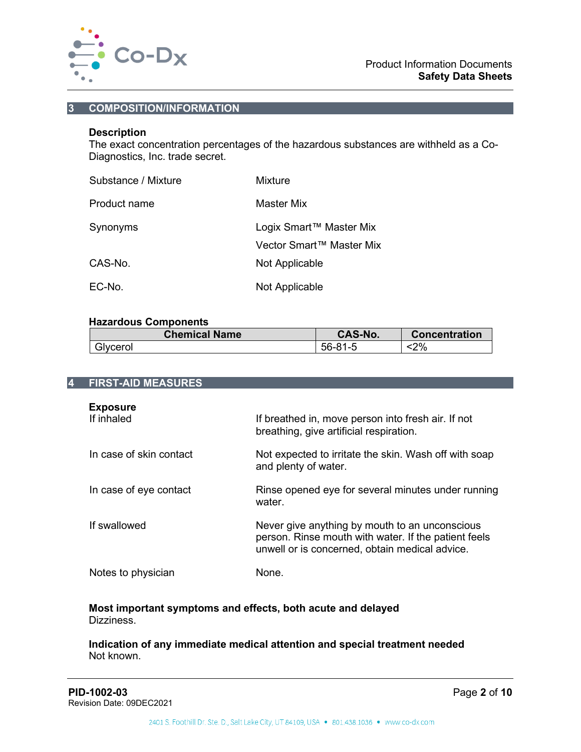## 3 COMPOSITION/INFORMATION

**Description**

The exact concentration percentages of the hazardous substances are withheld as a Co-Diagnostics, Inc. trade secret.

| | |
|---|---|
| Substance / Mixture | Mixture |
| Product name | Master Mix |
| Synonyms | Logix Smart™ Master Mix<br>Vector Smart™ Master Mix |
| CAS-No. | Not Applicable |
| EC-No. | Not Applicable |

**Hazardous Components**

| Chemical Name | CAS-No. | Concentration |
|---|---|---|
| Glycerol | 56-81-5 | <2% |

## 4 FIRST-AID MEASURES

**Exposure**

| | |
|---|---|
| If inhaled | If breathed in, move person into fresh air. If not breathing, give artificial respiration. |
| In case of skin contact | Not expected to irritate the skin. Wash off with soap and plenty of water. |
| In case of eye contact | Rinse opened eye for several minutes under running water. |
| If swallowed | Never give anything by mouth to an unconscious person. Rinse mouth with water. If the patient feels unwell or is concerned, obtain medical advice. |
| Notes to physician | None. |

**Most important symptoms and effects, both acute and delayed**

Dizziness.

**Indication of any immediate medical attention and special treatment needed**

Not known.

**PID-1002-03**
Revision Date: 09DEC2021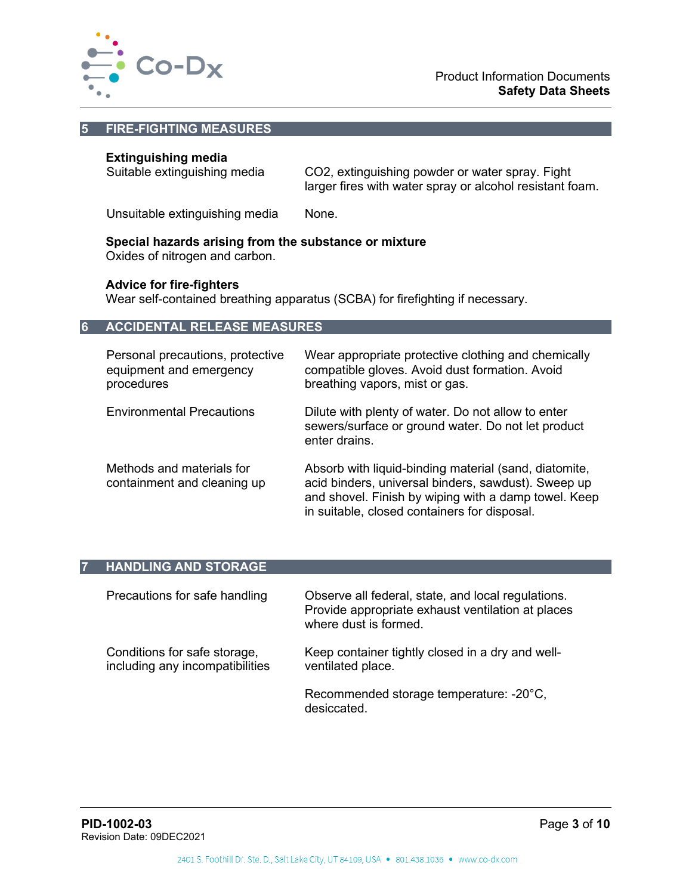## 5 FIRE-FIGHTING MEASURES

**Extinguishing media**

| | |
|---|---|
| Suitable extinguishing media | $CO_2$, extinguishing powder or water spray. Fight larger fires with water spray or alcohol resistant foam. |
| Unsuitable extinguishing media | None. |

**Special hazards arising from the substance or mixture**

Oxides of nitrogen and carbon.

**Advice for fire-fighters**

Wear self-contained breathing apparatus (SCBA) for firefighting if necessary.

## 6 ACCIDENTAL RELEASE MEASURES

| | |
|---|---|
| Personal precautions, protective equipment and emergency procedures | Wear appropriate protective clothing and chemically compatible gloves. Avoid dust formation. Avoid breathing vapors, mist or gas. |
| Environmental Precautions | Dilute with plenty of water. Do not allow to enter sewers/surface or ground water. Do not let product enter drains. |
| Methods and materials for containment and cleaning up | Absorb with liquid-binding material (sand, diatomite, acid binders, universal binders, sawdust). Sweep up and shovel. Finish by wiping with a damp towel. Keep in suitable, closed containers for disposal. |

## 7 HANDLING AND STORAGE

| | |
|---|---|
| Precautions for safe handling | Observe all federal, state, and local regulations. Provide appropriate exhaust ventilation at places where dust is formed. |
| Conditions for safe storage, including any incompatibilities | Keep container tightly closed in a dry and well-ventilated place.<br><br>Recommended storage temperature: -20°C, desiccated. |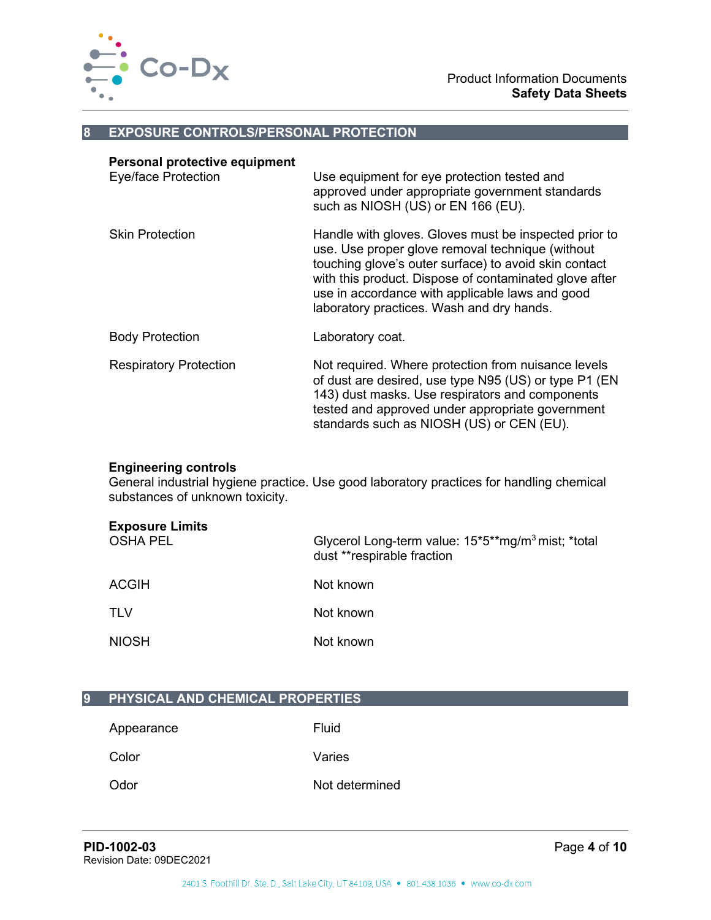## 8 EXPOSURE CONTROLS/PERSONAL PROTECTION

**Personal protective equipment**

| | |
|---|---|
| Eye/face Protection | Use equipment for eye protection tested and approved under appropriate government standards such as NIOSH (US) or EN 166 (EU). |
| Skin Protection | Handle with gloves. Gloves must be inspected prior to use. Use proper glove removal technique (without touching glove's outer surface) to avoid skin contact with this product. Dispose of contaminated glove after use in accordance with applicable laws and good laboratory practices. Wash and dry hands. |
| Body Protection | Laboratory coat. |
| Respiratory Protection | Not required. Where protection from nuisance levels of dust are desired, use type N95 (US) or type P1 (EN 143) dust masks. Use respirators and components tested and approved under appropriate government standards such as NIOSH (US) or CEN (EU). |

**Engineering controls**
General industrial hygiene practice. Use good laboratory practices for handling chemical substances of unknown toxicity.

**Exposure Limits**

| | |
|---|---|
| OSHA PEL | Glycerol Long-term value: 15*5**mg/$m^3$ mist; *total dust **respirable fraction |
| ACGIH | Not known |
| TLV | Not known |
| NIOSH | Not known |

## 9 PHYSICAL AND CHEMICAL PROPERTIES

| | |
|---|---|
| Appearance | Fluid |
| Color | Varies |
| Odor | Not determined |

**PID-1002-03**
Revision Date: 09DEC2021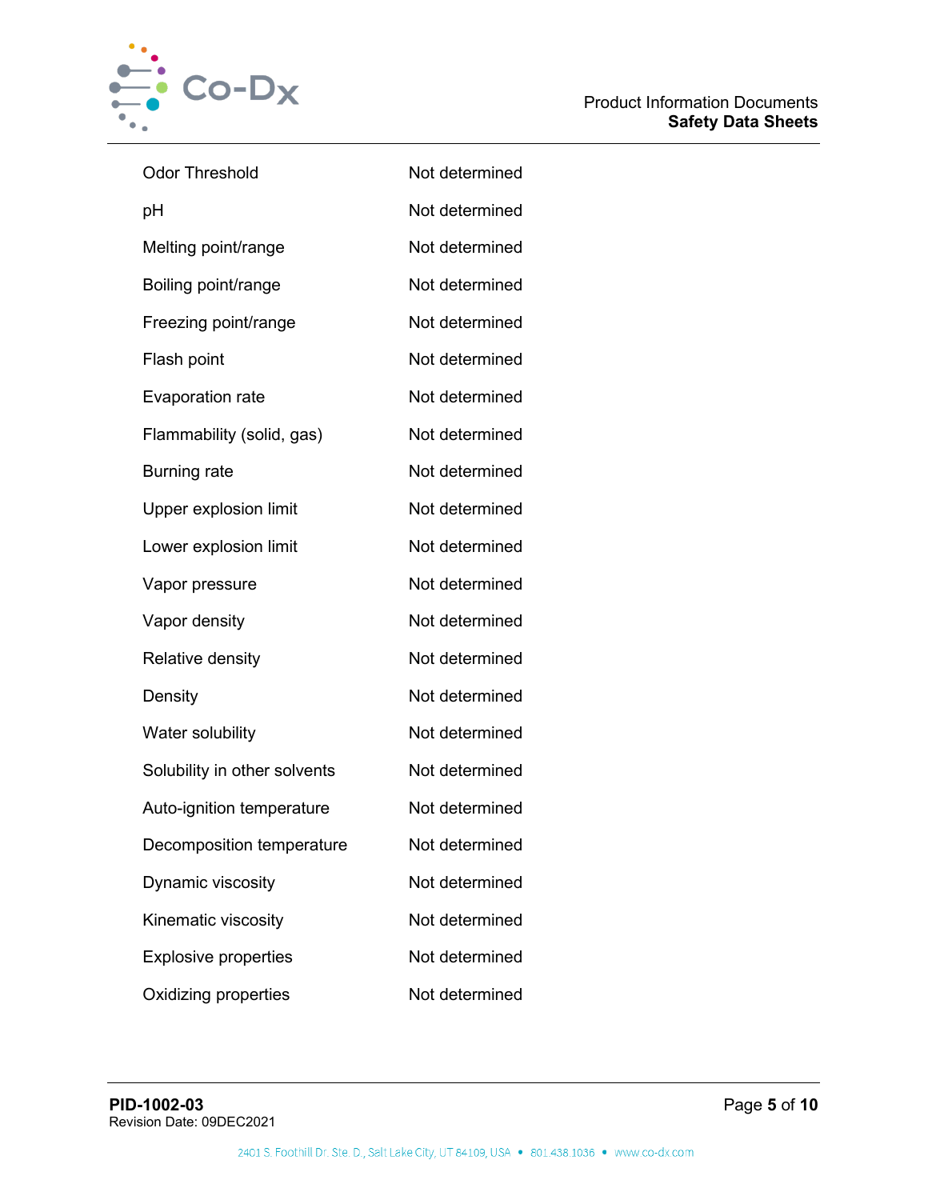| | |
|---|---|
| Odor Threshold | Not determined |
| pH | Not determined |
| Melting point/range | Not determined |
| Boiling point/range | Not determined |
| Freezing point/range | Not determined |
| Flash point | Not determined |
| Evaporation rate | Not determined |
| Flammability (solid, gas) | Not determined |
| Burning rate | Not determined |
| Upper explosion limit | Not determined |
| Lower explosion limit | Not determined |
| Vapor pressure | Not determined |
| Vapor density | Not determined |
| Relative density | Not determined |
| Density | Not determined |
| Water solubility | Not determined |
| Solubility in other solvents | Not determined |
| Auto-ignition temperature | Not determined |
| Decomposition temperature | Not determined |
| Dynamic viscosity | Not determined |
| Kinematic viscosity | Not determined |
| Explosive properties | Not determined |
| Oxidizing properties | Not determined |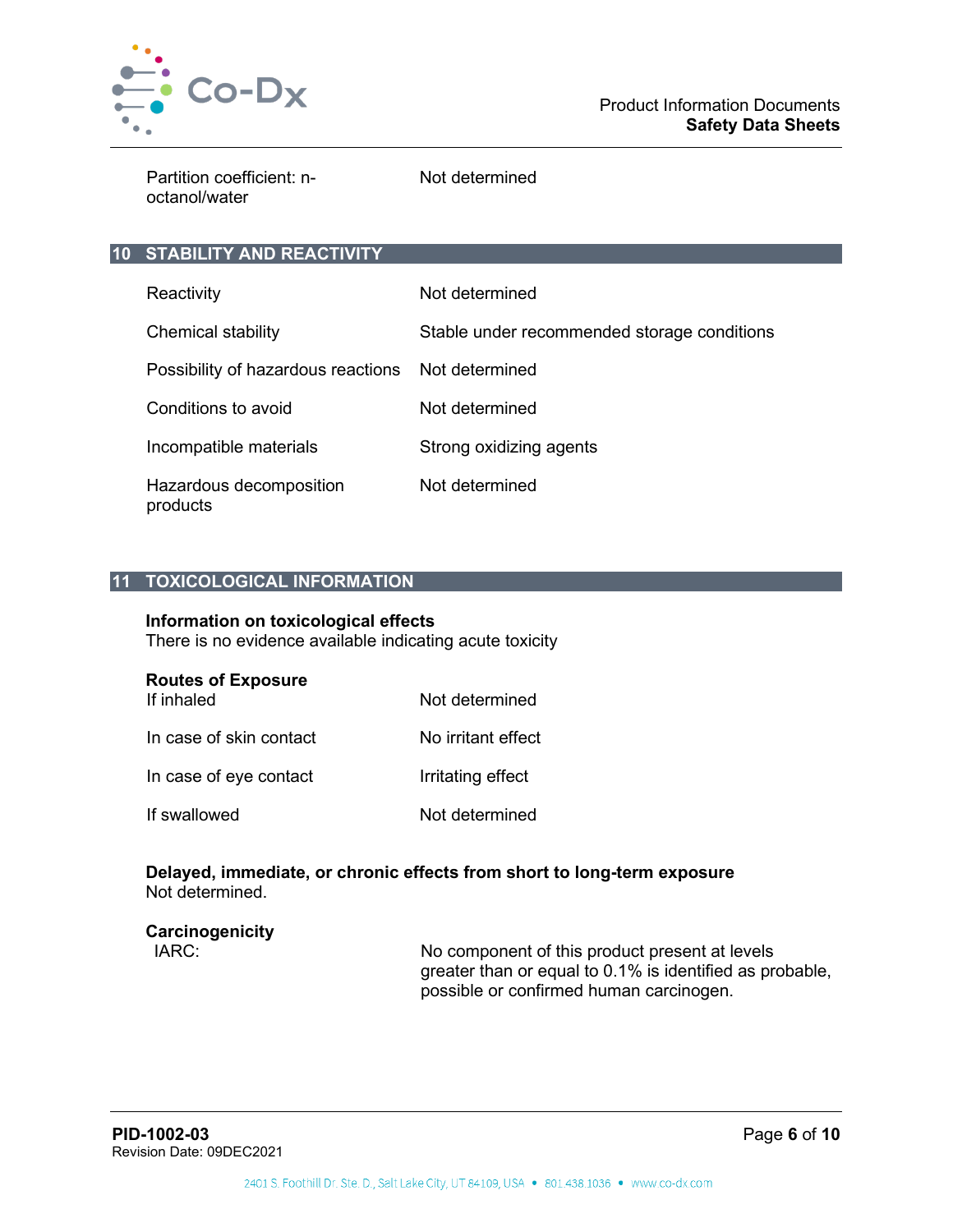| | |
|---|---|
| Partition coefficient: n-octanol/water | Not determined |

## 10 STABILITY AND REACTIVITY

| | |
|---|---|
| Reactivity | Not determined |
| Chemical stability | Stable under recommended storage conditions |
| Possibility of hazardous reactions | Not determined |
| Conditions to avoid | Not determined |
| Incompatible materials | Strong oxidizing agents |
| Hazardous decomposition products | Not determined |

## 11 TOXICOLOGICAL INFORMATION

**Information on toxicological effects**
There is no evidence available indicating acute toxicity

**Routes of Exposure**

| | |
|---|---|
| If inhaled | Not determined |
| In case of skin contact | No irritant effect |
| In case of eye contact | Irritating effect |
| If swallowed | Not determined |

**Delayed, immediate, or chronic effects from short to long-term exposure**
Not determined.

**Carcinogenicity**

| | |
|---|---|
| IARC: | No component of this product present at levels greater than or equal to 0.1% is identified as probable, possible or confirmed human carcinogen. |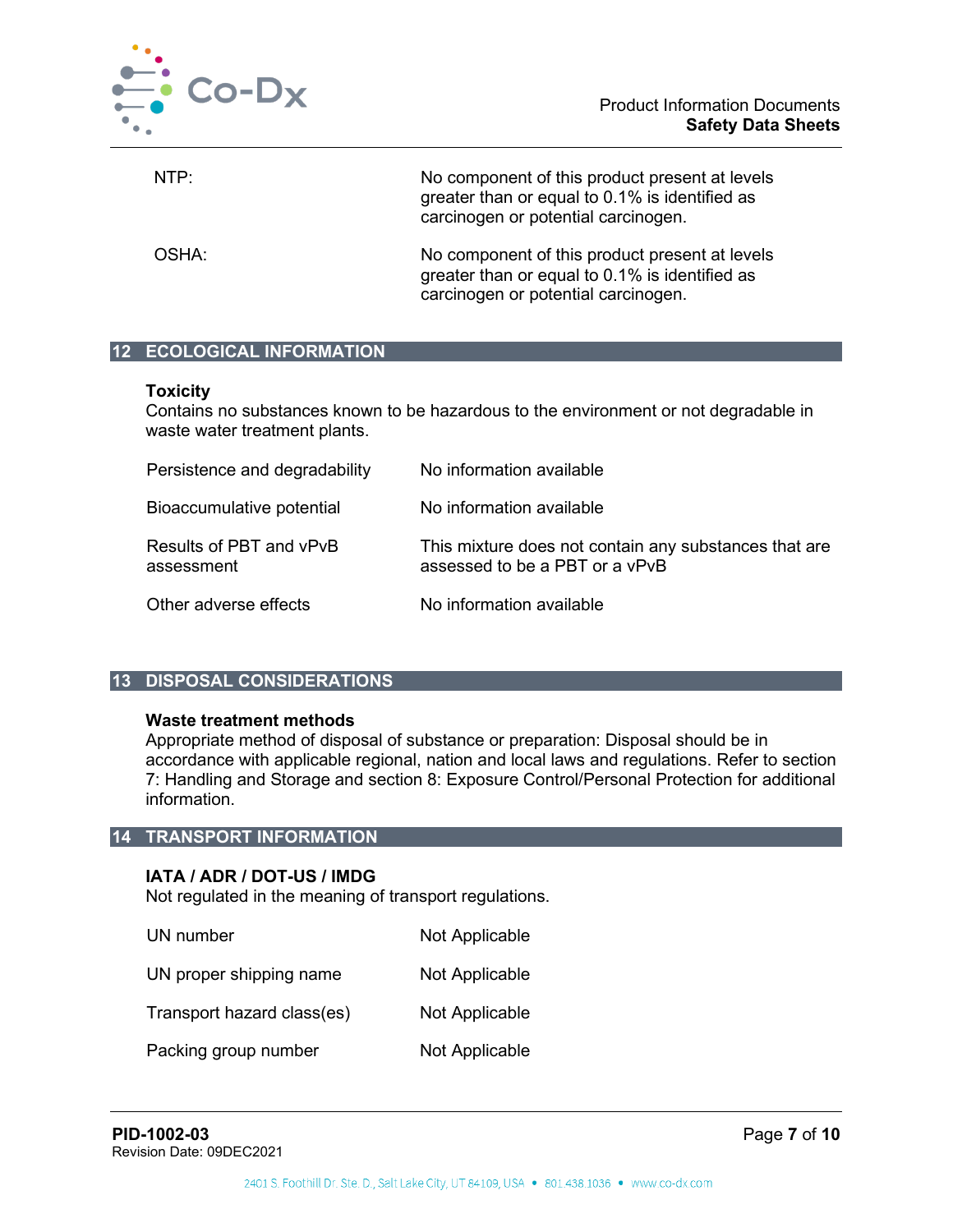| | |
|---|---|
| NTP: | No component of this product present at levels greater than or equal to 0.1% is identified as carcinogen or potential carcinogen. |
| OSHA: | No component of this product present at levels greater than or equal to 0.1% is identified as carcinogen or potential carcinogen. |

## 12 ECOLOGICAL INFORMATION

**Toxicity**
Contains no substances known to be hazardous to the environment or not degradable in waste water treatment plants.

| | |
|---|---|
| Persistence and degradability | No information available |
| Bioaccumulative potential | No information available |
| Results of PBT and vPvB assessment | This mixture does not contain any substances that are assessed to be a PBT or a vPvB |
| Other adverse effects | No information available |

## 13 DISPOSAL CONSIDERATIONS

**Waste treatment methods**
Appropriate method of disposal of substance or preparation: Disposal should be in accordance with applicable regional, nation and local laws and regulations. Refer to section 7: Handling and Storage and section 8: Exposure Control/Personal Protection for additional information.

## 14 TRANSPORT INFORMATION

**IATA / ADR / DOT-US / IMDG**
Not regulated in the meaning of transport regulations.

| | |
|---|---|
| UN number | Not Applicable |
| UN proper shipping name | Not Applicable |
| Transport hazard class(es) | Not Applicable |
| Packing group number | Not Applicable |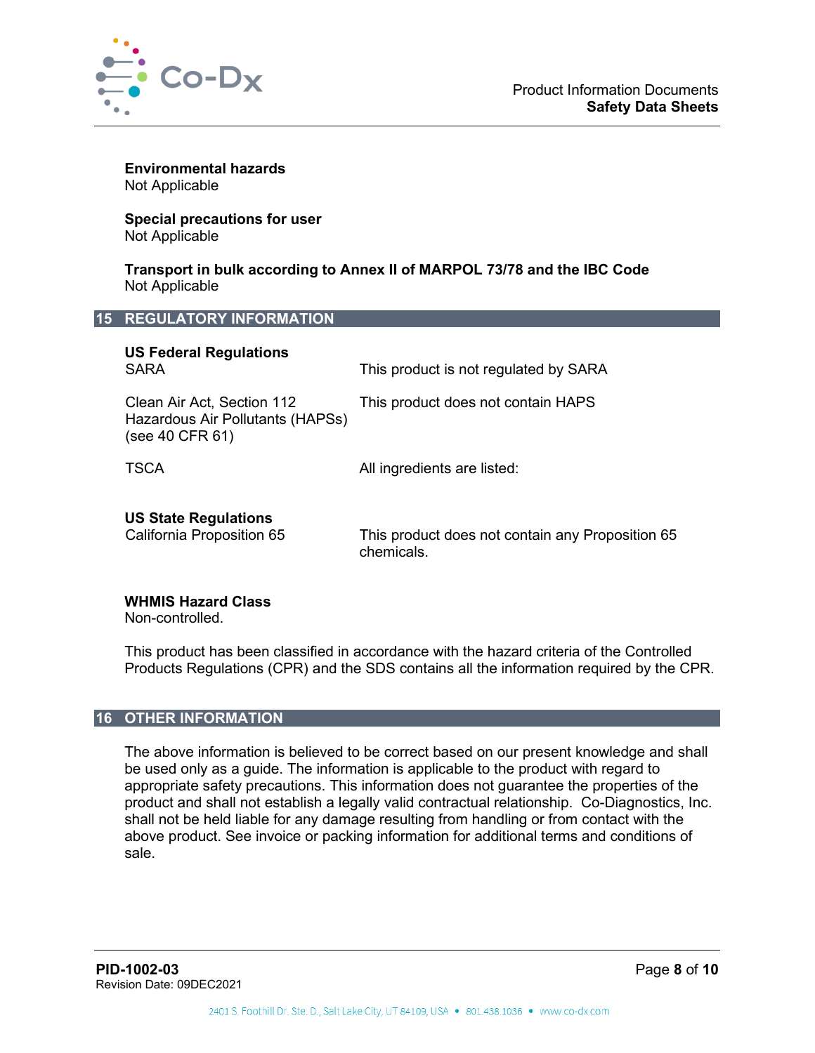**Environmental hazards**
Not Applicable

**Special precautions for user**
Not Applicable

**Transport in bulk according to Annex II of MARPOL 73/78 and the IBC Code**
Not Applicable

## 15 REGULATORY INFORMATION

**US Federal Regulations**

| | |
|---|---|
| SARA | This product is not regulated by SARA |
| Clean Air Act, Section 112 Hazardous Air Pollutants (HAPSs) (see 40 CFR 61) | This product does not contain HAPS |
| TSCA | All ingredients are listed: |

**US State Regulations**

| | |
|---|---|
| California Proposition 65 | This product does not contain any Proposition 65 chemicals. |

**WHMIS Hazard Class**
Non-controlled.

This product has been classified in accordance with the hazard criteria of the Controlled Products Regulations (CPR) and the SDS contains all the information required by the CPR.

## 16 OTHER INFORMATION

The above information is believed to be correct based on our present knowledge and shall be used only as a guide. The information is applicable to the product with regard to appropriate safety precautions. This information does not guarantee the properties of the product and shall not establish a legally valid contractual relationship. Co-Diagnostics, Inc. shall not be held liable for any damage resulting from handling or from contact with the above product. See invoice or packing information for additional terms and conditions of sale.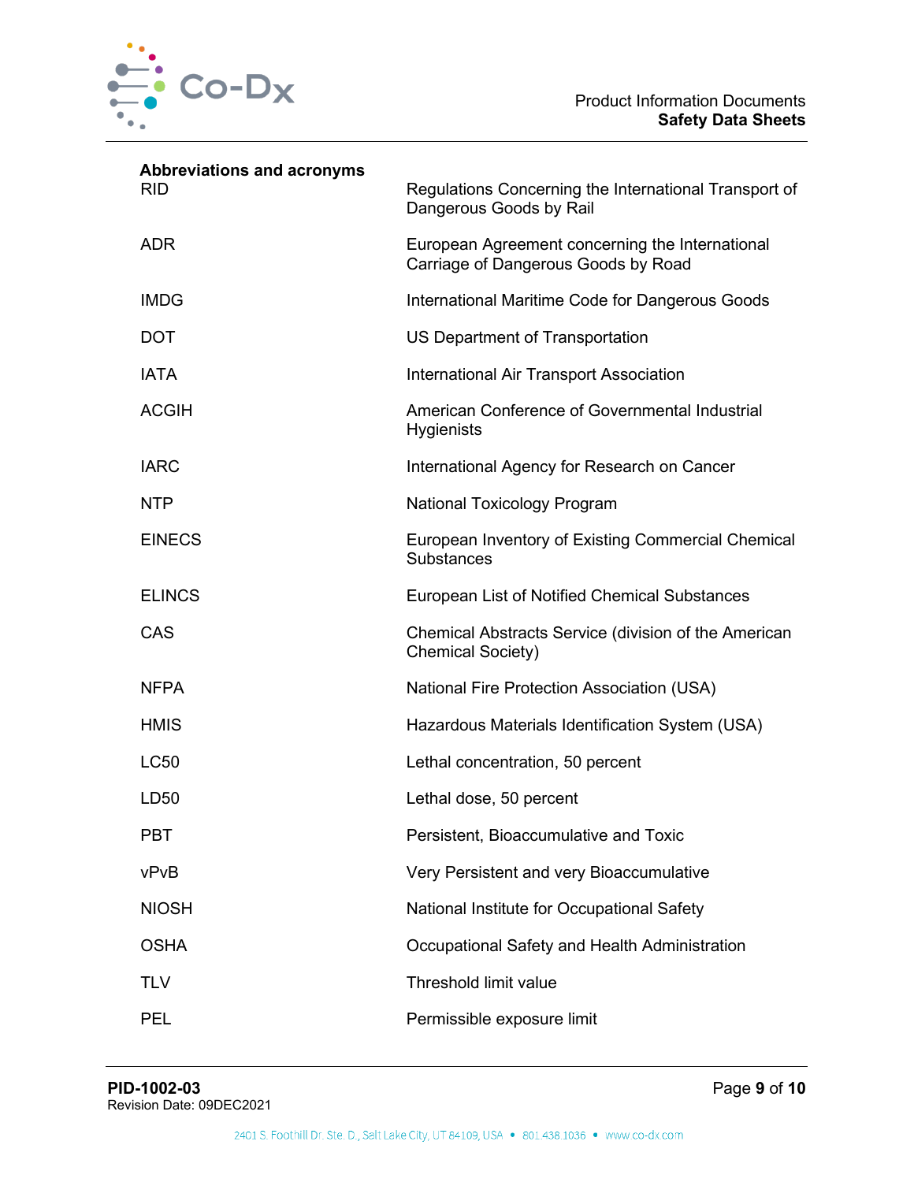**Abbreviations and acronyms**

| | |
|---|---|
| RID | Regulations Concerning the International Transport of Dangerous Goods by Rail |
| ADR | European Agreement concerning the International Carriage of Dangerous Goods by Road |
| IMDG | International Maritime Code for Dangerous Goods |
| DOT | US Department of Transportation |
| IATA | International Air Transport Association |
| ACGIH | American Conference of Governmental Industrial Hygienists |
| IARC | International Agency for Research on Cancer |
| NTP | National Toxicology Program |
| EINECS | European Inventory of Existing Commercial Chemical Substances |
| ELINCS | European List of Notified Chemical Substances |
| CAS | Chemical Abstracts Service (division of the American Chemical Society) |
| NFPA | National Fire Protection Association (USA) |
| HMIS | Hazardous Materials Identification System (USA) |
| LC50 | Lethal concentration, 50 percent |
| LD50 | Lethal dose, 50 percent |
| PBT | Persistent, Bioaccumulative and Toxic |
| vPvB | Very Persistent and very Bioaccumulative |
| NIOSH | National Institute for Occupational Safety |
| OSHA | Occupational Safety and Health Administration |
| TLV | Threshold limit value |
| PEL | Permissible exposure limit |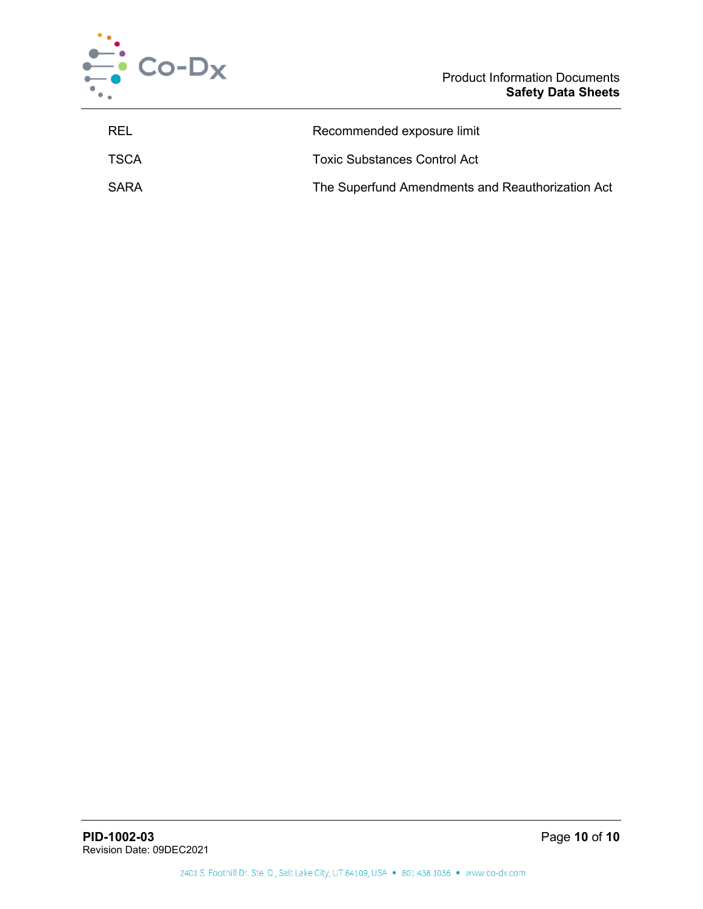| | |
|---|---|
| REL | Recommended exposure limit |
| TSCA | Toxic Substances Control Act |
| SARA | The Superfund Amendments and Reauthorization Act |